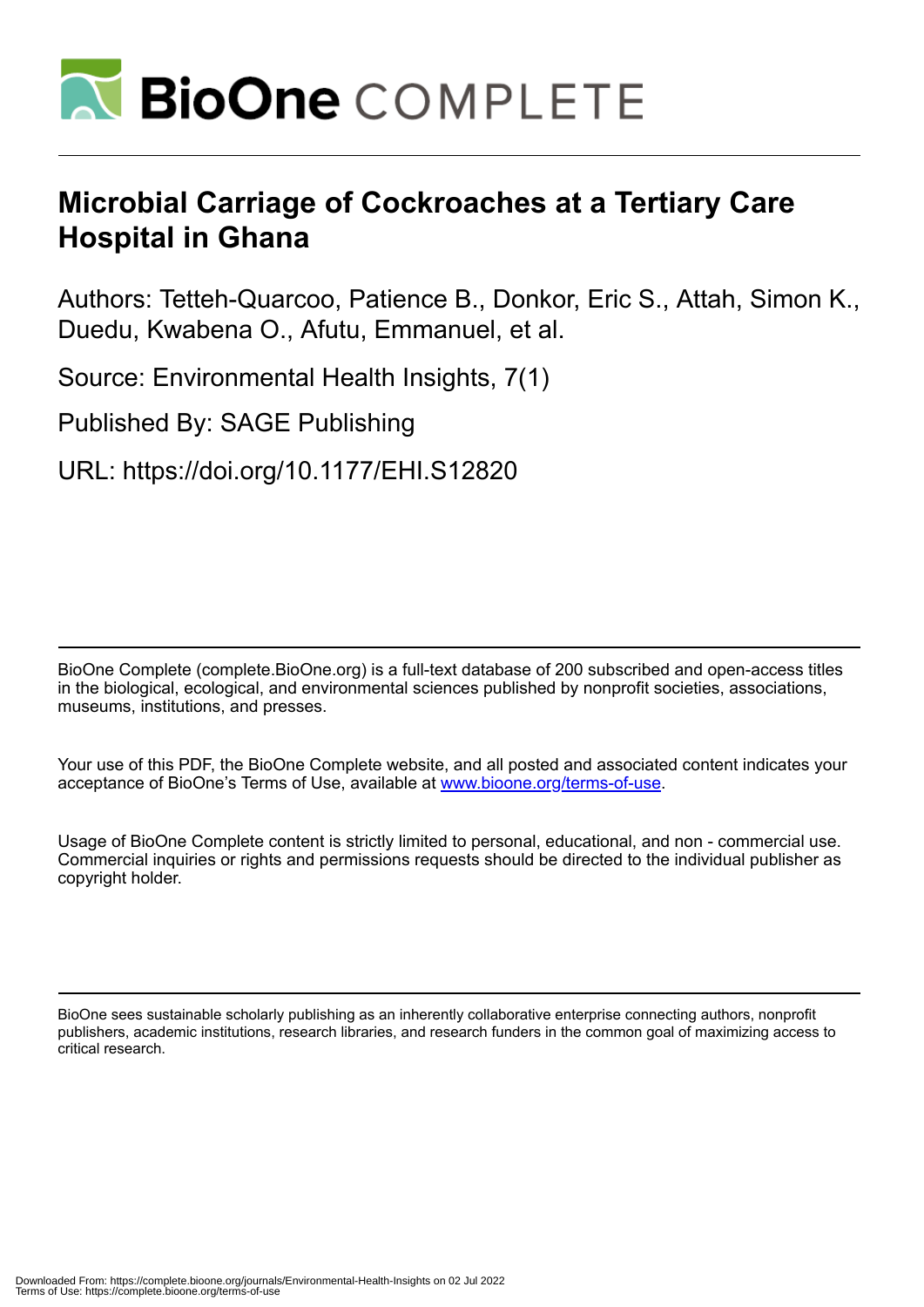# Microbial Carriage of Cockroaches at a Tertiary Care Hospital in Ghana

Authors: Tetteh-Quarcoo, Patience B., Donkor, Eric S., Attah, Simon K., Duedu, Kwabena O., Afutu, Emmanuel, et al.

Source: Environmental Health Insights, 7(1)

Published By: SAGE Publishing

URL: https://doi.org/10.1177/EHI.S12820

BioOne Complete (complete.BioOne.org) is a full-text database of 200 subscribed and open-access titles in the biological, ecological, and environmental sciences published by nonprofit societies, associations, museums, institutions, and presses.

Your use of this PDF, the BioOne Complete website, and all posted and associated content indicates your acceptance of BioOne's Terms of Use, available at www.bioone.org/terms-of-use.

Usage of BioOne Complete content is strictly limited to personal, educational, and non - commercial use. Commercial inquiries or rights and permissions requests should be directed to the individual publisher as copyright holder.

BioOne sees sustainable scholarly publishing as an inherently collaborative enterprise connecting authors, nonprofit publishers, academic institutions, research libraries, and research funders in the common goal of maximizing access to critical research.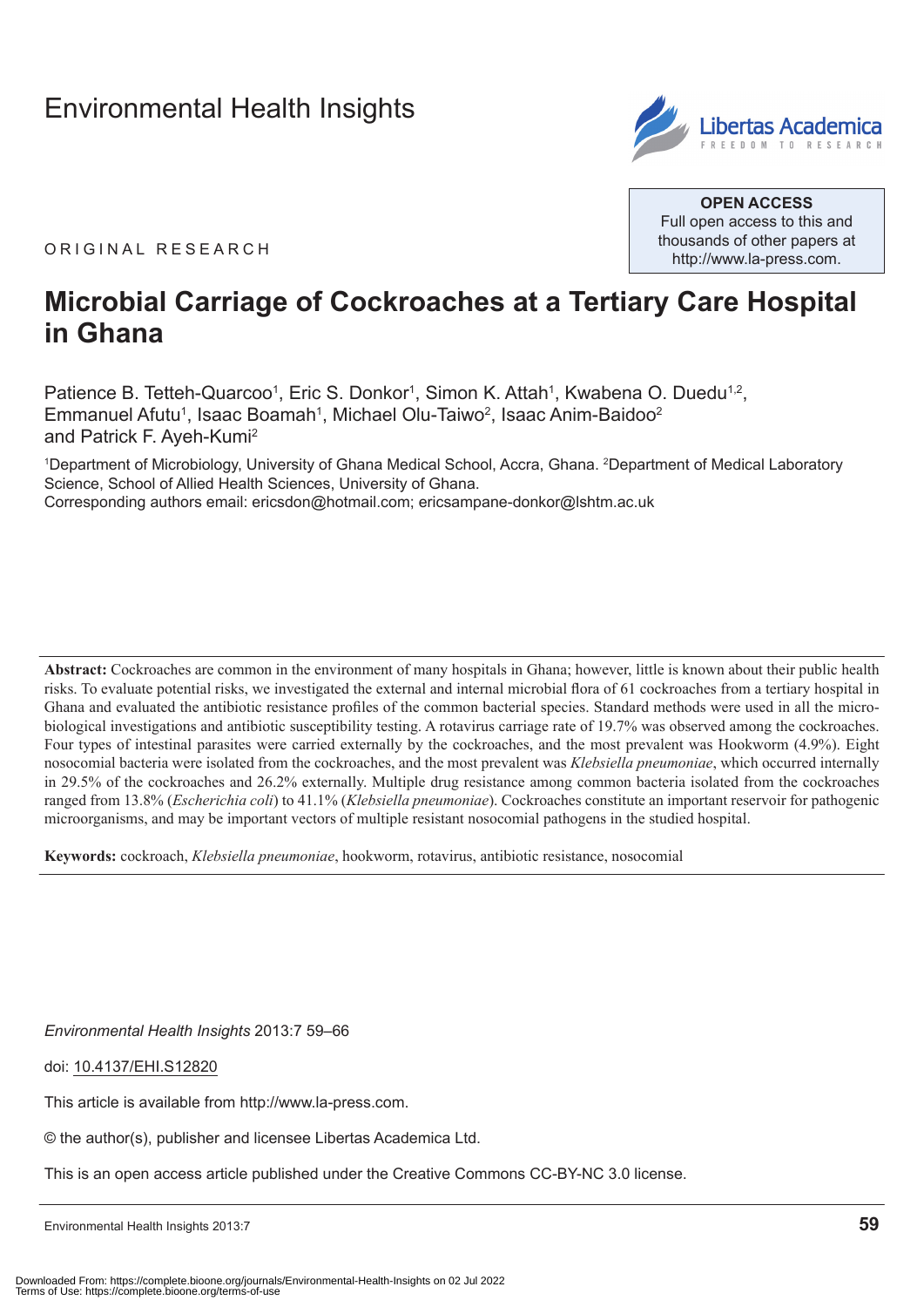Environmental Health Insights

ORIGINAL RESEARCH

**OPEN ACCESS**
Full open access to this and thousands of other papers at http://www.la-press.com.

# Microbial Carriage of Cockroaches at a Tertiary Care Hospital in Ghana

Patience B. Tetteh-Quarcoo[1], Eric S. Donkor[1], Simon K. Attah[1], Kwabena O. Duedu[1,2], Emmanuel Afutu[1], Isaac Boamah[1], Michael Olu-Taiwo[2], Isaac Anim-Baidoo[2] and Patrick F. Ayeh-Kumi[2]

[1]Department of Microbiology, University of Ghana Medical School, Accra, Ghana. [2]Department of Medical Laboratory Science, School of Allied Health Sciences, University of Ghana.
Corresponding authors email: ericsdon@hotmail.com; ericsampane-donkor@lshtm.ac.uk

**Abstract:** Cockroaches are common in the environment of many hospitals in Ghana; however, little is known about their public health risks. To evaluate potential risks, we investigated the external and internal microbial flora of 61 cockroaches from a tertiary hospital in Ghana and evaluated the antibiotic resistance profiles of the common bacterial species. Standard methods were used in all the microbiological investigations and antibiotic susceptibility testing. A rotavirus carriage rate of 19.7% was observed among the cockroaches. Four types of intestinal parasites were carried externally by the cockroaches, and the most prevalent was Hookworm (4.9%). Eight nosocomial bacteria were isolated from the cockroaches, and the most prevalent was *Klebsiella pneumoniae*, which occurred internally in 29.5% of the cockroaches and 26.2% externally. Multiple drug resistance among common bacteria isolated from the cockroaches ranged from 13.8% (*Escherichia coli*) to 41.1% (*Klebsiella pneumoniae*). Cockroaches constitute an important reservoir for pathogenic microorganisms, and may be important vectors of multiple resistant nosocomial pathogens in the studied hospital.

**Keywords:** cockroach, *Klebsiella pneumoniae*, hookworm, rotavirus, antibiotic resistance, nosocomial

*Environmental Health Insights* 2013:7 59–66

doi: 10.4137/EHI.S12820

This article is available from http://www.la-press.com.

© the author(s), publisher and licensee Libertas Academica Ltd.

This is an open access article published under the Creative Commons CC-BY-NC 3.0 license.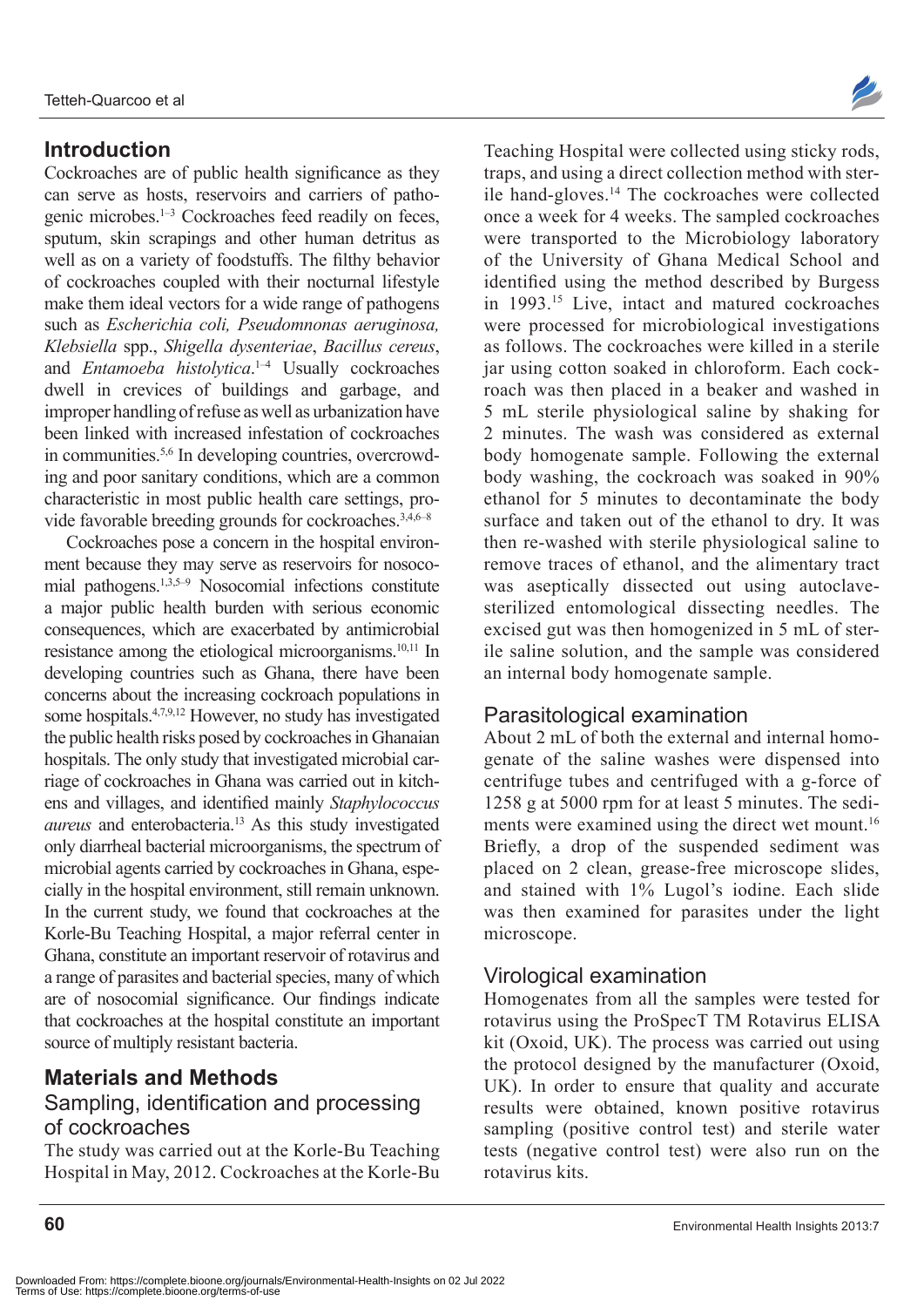## Introduction

Cockroaches are of public health significance as they can serve as hosts, reservoirs and carriers of pathogenic microbes.[1–3] Cockroaches feed readily on feces, sputum, skin scrapings and other human detritus as well as on a variety of foodstuffs. The filthy behavior of cockroaches coupled with their nocturnal lifestyle make them ideal vectors for a wide range of pathogens such as *Escherichia coli, Pseudomnonas aeruginosa, Klebsiella* spp., *Shigella dysenteriae*, *Bacillus cereus*, and *Entamoeba histolytica*.[1–4] Usually cockroaches dwell in crevices of buildings and garbage, and improper handling of refuse as well as urbanization have been linked with increased infestation of cockroaches in communities.[5,6] In developing countries, overcrowding and poor sanitary conditions, which are a common characteristic in most public health care settings, provide favorable breeding grounds for cockroaches.[3,4,6–8]

Cockroaches pose a concern in the hospital environment because they may serve as reservoirs for nosocomial pathogens.[1,3,5–9] Nosocomial infections constitute a major public health burden with serious economic consequences, which are exacerbated by antimicrobial resistance among the etiological microorganisms.[10,11] In developing countries such as Ghana, there have been concerns about the increasing cockroach populations in some hospitals.[4,7,9,12] However, no study has investigated the public health risks posed by cockroaches in Ghanaian hospitals. The only study that investigated microbial carriage of cockroaches in Ghana was carried out in kitchens and villages, and identified mainly *Staphylococcus aureus* and enterobacteria.[13] As this study investigated only diarrheal bacterial microorganisms, the spectrum of microbial agents carried by cockroaches in Ghana, especially in the hospital environment, still remain unknown. In the current study, we found that cockroaches at the Korle-Bu Teaching Hospital, a major referral center in Ghana, constitute an important reservoir of rotavirus and a range of parasites and bacterial species, many of which are of nosocomial significance. Our findings indicate that cockroaches at the hospital constitute an important source of multiply resistant bacteria.

## Materials and Methods

### Sampling, identification and processing of cockroaches

The study was carried out at the Korle-Bu Teaching Hospital in May, 2012. Cockroaches at the Korle-Bu Teaching Hospital were collected using sticky rods, traps, and using a direct collection method with sterile hand-gloves.[14] The cockroaches were collected once a week for 4 weeks. The sampled cockroaches were transported to the Microbiology laboratory of the University of Ghana Medical School and identified using the method described by Burgess in 1993.[15] Live, intact and matured cockroaches were processed for microbiological investigations as follows. The cockroaches were killed in a sterile jar using cotton soaked in chloroform. Each cockroach was then placed in a beaker and washed in 5 mL sterile physiological saline by shaking for 2 minutes. The wash was considered as external body homogenate sample. Following the external body washing, the cockroach was soaked in 90% ethanol for 5 minutes to decontaminate the body surface and taken out of the ethanol to dry. It was then re-washed with sterile physiological saline to remove traces of ethanol, and the alimentary tract was aseptically dissected out using autoclave-sterilized entomological dissecting needles. The excised gut was then homogenized in 5 mL of sterile saline solution, and the sample was considered an internal body homogenate sample.

### Parasitological examination

About 2 mL of both the external and internal homogenate of the saline washes were dispensed into centrifuge tubes and centrifuged with a g-force of 1258 g at 5000 rpm for at least 5 minutes. The sediments were examined using the direct wet mount.[16] Briefly, a drop of the suspended sediment was placed on 2 clean, grease-free microscope slides, and stained with 1% Lugol's iodine. Each slide was then examined for parasites under the light microscope.

### Virological examination

Homogenates from all the samples were tested for rotavirus using the ProSpecT TM Rotavirus ELISA kit (Oxoid, UK). The process was carried out using the protocol designed by the manufacturer (Oxoid, UK). In order to ensure that quality and accurate results were obtained, known positive rotavirus sampling (positive control test) and sterile water tests (negative control test) were also run on the rotavirus kits.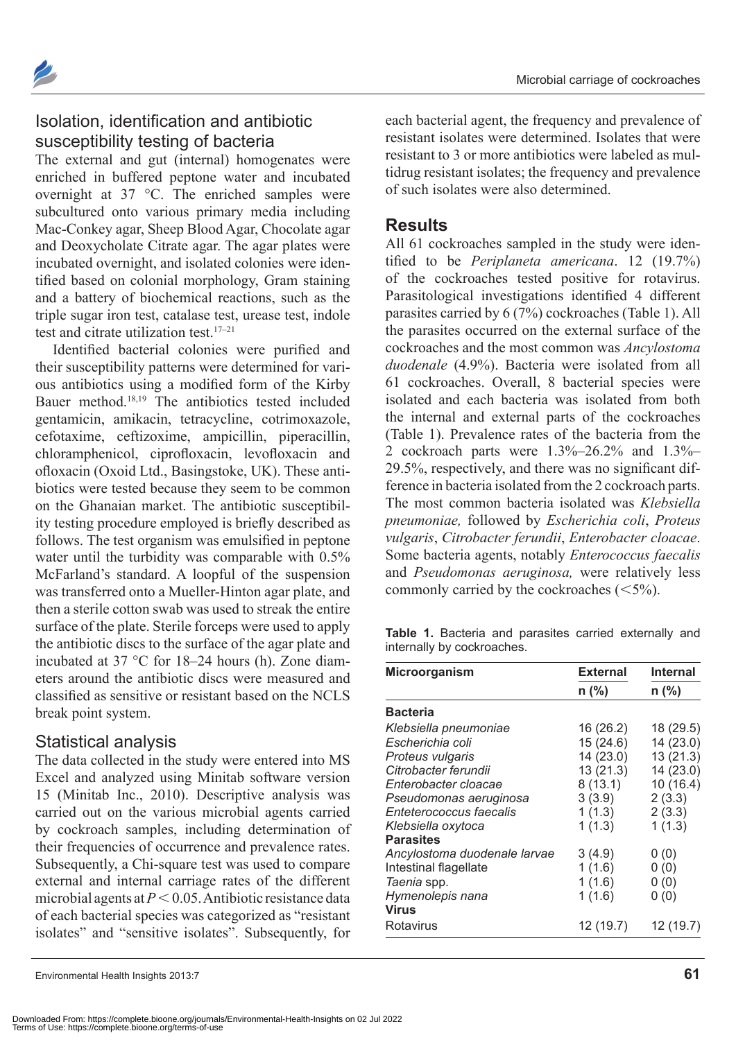## Isolation, identification and antibiotic susceptibility testing of bacteria

The external and gut (internal) homogenates were enriched in buffered peptone water and incubated overnight at 37 °C. The enriched samples were subcultured onto various primary media including Mac-Conkey agar, Sheep Blood Agar, Chocolate agar and Deoxycholate Citrate agar. The agar plates were incubated overnight, and isolated colonies were identified based on colonial morphology, Gram staining and a battery of biochemical reactions, such as the triple sugar iron test, catalase test, urease test, indole test and citrate utilization test.[17–21]

Identified bacterial colonies were purified and their susceptibility patterns were determined for various antibiotics using a modified form of the Kirby Bauer method.[18,19] The antibiotics tested included gentamicin, amikacin, tetracycline, cotrimoxazole, cefotaxime, ceftizoxime, ampicillin, piperacillin, chloramphenicol, ciprofloxacin, levofloxacin and ofloxacin (Oxoid Ltd., Basingstoke, UK). These antibiotics were tested because they seem to be common on the Ghanaian market. The antibiotic susceptibility testing procedure employed is briefly described as follows. The test organism was emulsified in peptone water until the turbidity was comparable with 0.5% McFarland's standard. A loopful of the suspension was transferred onto a Mueller-Hinton agar plate, and then a sterile cotton swab was used to streak the entire surface of the plate. Sterile forceps were used to apply the antibiotic discs to the surface of the agar plate and incubated at 37 °C for 18–24 hours (h). Zone diameters around the antibiotic discs were measured and classified as sensitive or resistant based on the NCLS break point system.

## Statistical analysis

The data collected in the study were entered into MS Excel and analyzed using Minitab software version 15 (Minitab Inc., 2010). Descriptive analysis was carried out on the various microbial agents carried by cockroach samples, including determination of their frequencies of occurrence and prevalence rates. Subsequently, a Chi-square test was used to compare external and internal carriage rates of the different microbial agents at $P < 0.05$. Antibiotic resistance data of each bacterial species was categorized as "resistant isolates" and "sensitive isolates". Subsequently, for each bacterial agent, the frequency and prevalence of resistant isolates were determined. Isolates that were resistant to 3 or more antibiotics were labeled as multidrug resistant isolates; the frequency and prevalence of such isolates were also determined.

# Results

All 61 cockroaches sampled in the study were identified to be *Periplaneta americana*. 12 (19.7%) of the cockroaches tested positive for rotavirus. Parasitological investigations identified 4 different parasites carried by 6 (7%) cockroaches (Table 1). All the parasites occurred on the external surface of the cockroaches and the most common was *Ancylostoma duodenale* (4.9%). Bacteria were isolated from all 61 cockroaches. Overall, 8 bacterial species were isolated and each bacteria was isolated from both the internal and external parts of the cockroaches (Table 1). Prevalence rates of the bacteria from the 2 cockroach parts were 1.3%–26.2% and 1.3%–29.5%, respectively, and there was no significant difference in bacteria isolated from the 2 cockroach parts. The most common bacteria isolated was *Klebsiella pneumoniae,* followed by *Escherichia coli*, *Proteus vulgaris*, *Citrobacter ferundii*, *Enterobacter cloacae*. Some bacteria agents, notably *Enterococcus faecalis* and *Pseudomonas aeruginosa,* were relatively less commonly carried by the cockroaches (<5%).

**Table 1.** Bacteria and parasites carried externally and internally by cockroaches.

| Microorganism | External n (%) | Internal n (%) |
|---|---|---|
| **Bacteria** | | |
| *Klebsiella pneumoniae* | 16 (26.2) | 18 (29.5) |
| *Escherichia coli* | 15 (24.6) | 14 (23.0) |
| *Proteus vulgaris* | 14 (23.0) | 13 (21.3) |
| *Citrobacter ferundii* | 13 (21.3) | 14 (23.0) |
| *Enterobacter cloacae* | 8 (13.1) | 10 (16.4) |
| *Pseudomonas aeruginosa* | 3 (3.9) | 2 (3.3) |
| *Enteterococcus faecalis* | 1 (1.3) | 2 (3.3) |
| *Klebsiella oxytoca* | 1 (1.3) | 1 (1.3) |
| **Parasites** | | |
| *Ancylostoma duodenale larvae* | 3 (4.9) | 0 (0) |
| Intestinal flagellate | 1 (1.6) | 0 (0) |
| *Taenia* spp. | 1 (1.6) | 0 (0) |
| *Hymenolepis nana* | 1 (1.6) | 0 (0) |
| **Virus** | | |
| Rotavirus | 12 (19.7) | 12 (19.7) |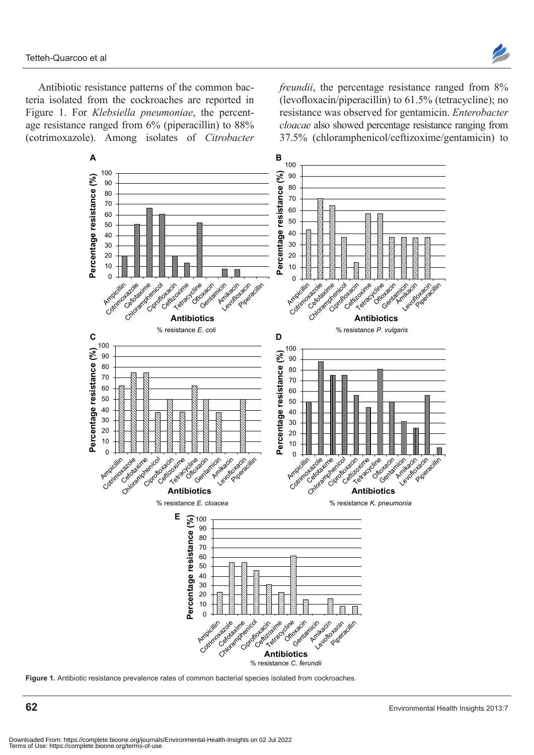Antibiotic resistance patterns of the common bacteria isolated from the cockroaches are reported in Figure 1. For *Klebsiella pneumoniae*, the percentage resistance ranged from 6% (piperacillin) to 88% (cotrimoxazole). Among isolates of *Citrobacter freundii*, the percentage resistance ranged from 8% (levofloxacin/piperacillin) to 61.5% (tetracycline); no resistance was observed for gentamicin. *Enterobacter cloacae* also showed percentage resistance ranging from 37.5% (chloramphenicol/ceftizoxime/gentamicin) to

**Figure 1.** Antibiotic resistance prevalence rates of common bacterial species isolated from cockroaches.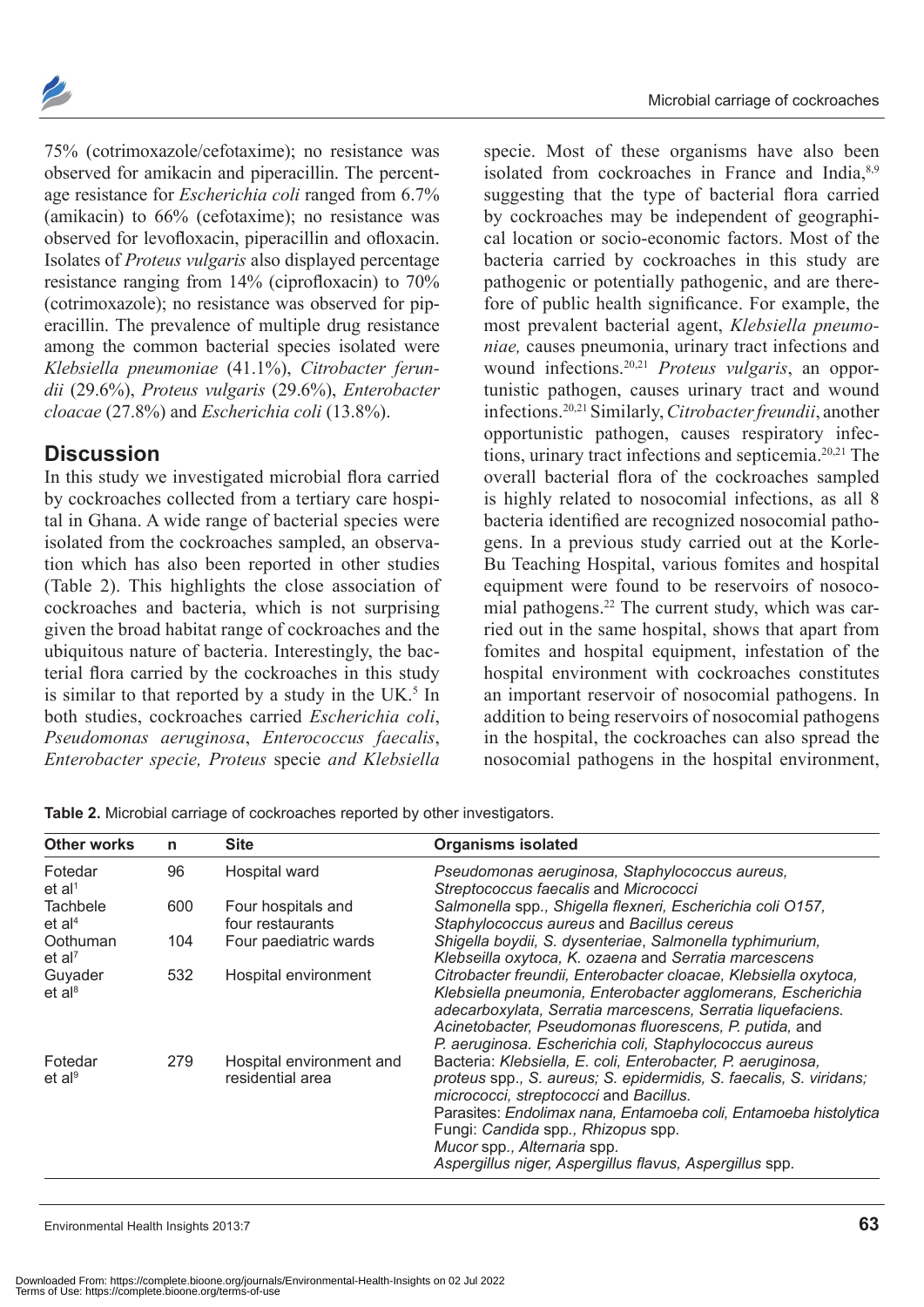75% (cotrimoxazole/cefotaxime); no resistance was observed for amikacin and piperacillin. The percentage resistance for *Escherichia coli* ranged from 6.7% (amikacin) to 66% (cefotaxime); no resistance was observed for levofloxacin, piperacillin and ofloxacin. Isolates of *Proteus vulgaris* also displayed percentage resistance ranging from 14% (ciprofloxacin) to 70% (cotrimoxazole); no resistance was observed for piperacillin. The prevalence of multiple drug resistance among the common bacterial species isolated were *Klebsiella pneumoniae* (41.1%), *Citrobacter ferundii* (29.6%), *Proteus vulgaris* (29.6%), *Enterobacter cloacae* (27.8%) and *Escherichia coli* (13.8%).

## Discussion

In this study we investigated microbial flora carried by cockroaches collected from a tertiary care hospital in Ghana. A wide range of bacterial species were isolated from the cockroaches sampled, an observation which has also been reported in other studies (Table 2). This highlights the close association of cockroaches and bacteria, which is not surprising given the broad habitat range of cockroaches and the ubiquitous nature of bacteria. Interestingly, the bacterial flora carried by the cockroaches in this study is similar to that reported by a study in the UK.[5] In both studies, cockroaches carried *Escherichia coli*, *Pseudomonas aeruginosa*, *Enterococcus faecalis*, *Enterobacter specie, Proteus* specie *and Klebsiella* specie. Most of these organisms have also been isolated from cockroaches in France and India,[8,9] suggesting that the type of bacterial flora carried by cockroaches may be independent of geographical location or socio-economic factors. Most of the bacteria carried by cockroaches in this study are pathogenic or potentially pathogenic, and are therefore of public health significance. For example, the most prevalent bacterial agent, *Klebsiella pneumoniae,* causes pneumonia, urinary tract infections and wound infections.[20,21] *Proteus vulgaris*, an opportunistic pathogen, causes urinary tract and wound infections.[20,21] Similarly, *Citrobacter freundii*, another opportunistic pathogen, causes respiratory infections, urinary tract infections and septicemia.[20,21] The overall bacterial flora of the cockroaches sampled is highly related to nosocomial infections, as all 8 bacteria identified are recognized nosocomial pathogens. In a previous study carried out at the Korle-Bu Teaching Hospital, various fomites and hospital equipment were found to be reservoirs of nosocomial pathogens.[22] The current study, which was carried out in the same hospital, shows that apart from fomites and hospital equipment, infestation of the hospital environment with cockroaches constitutes an important reservoir of nosocomial pathogens. In addition to being reservoirs of nosocomial pathogens in the hospital, the cockroaches can also spread the nosocomial pathogens in the hospital environment,

**Table 2.** Microbial carriage of cockroaches reported by other investigators.

| Other works | n | Site | Organisms isolated |
|---|---|---|---|
| Fotedar et al[1] | 96 | Hospital ward | *Pseudomonas aeruginosa, Staphylococcus aureus, Streptococcus faecalis* and *Micrococci* |
| Tachbele et al[4] | 600 | Four hospitals and four restaurants | *Salmonella* spp.*, Shigella flexneri, Escherichia coli O157, Staphylococcus aureus* and *Bacillus cereus* |
| Oothuman et al[7] | 104 | Four paediatric wards | *Shigella boydii, S. dysenteriae*, *Salmonella typhimurium, Klebseilla oxytoca, K. ozaena* and *Serratia marcescens* |
| Guyader et al[8] | 532 | Hospital environment | *Citrobacter freundii, Enterobacter cloacae, Klebsiella oxytoca, Klebsiella pneumonia, Enterobacter agglomerans, Escherichia adecarboxylata, Serratia marcescens, Serratia liquefaciens. Acinetobacter, Pseudomonas fluorescens, P. putida,* and *P. aeruginosa. Escherichia coli, Staphylococcus aureus* |
| Fotedar et al[9] | 279 | Hospital environment and residential area | Bacteria: *Klebsiella, E. coli, Enterobacter, P. aeruginosa, proteus* spp.*, S. aureus; S. epidermidis, S. faecalis, S. viridans; micrococci, streptococci* and *Bacillus.*<br>Parasites: *Endolimax nana, Entamoeba coli, Entamoeba histolytica*<br>Fungi: *Candida* spp.*, Rhizopus* spp.<br>*Mucor* spp.*, Alternaria* spp.<br>*Aspergillus niger, Aspergillus flavus, Aspergillus* spp. |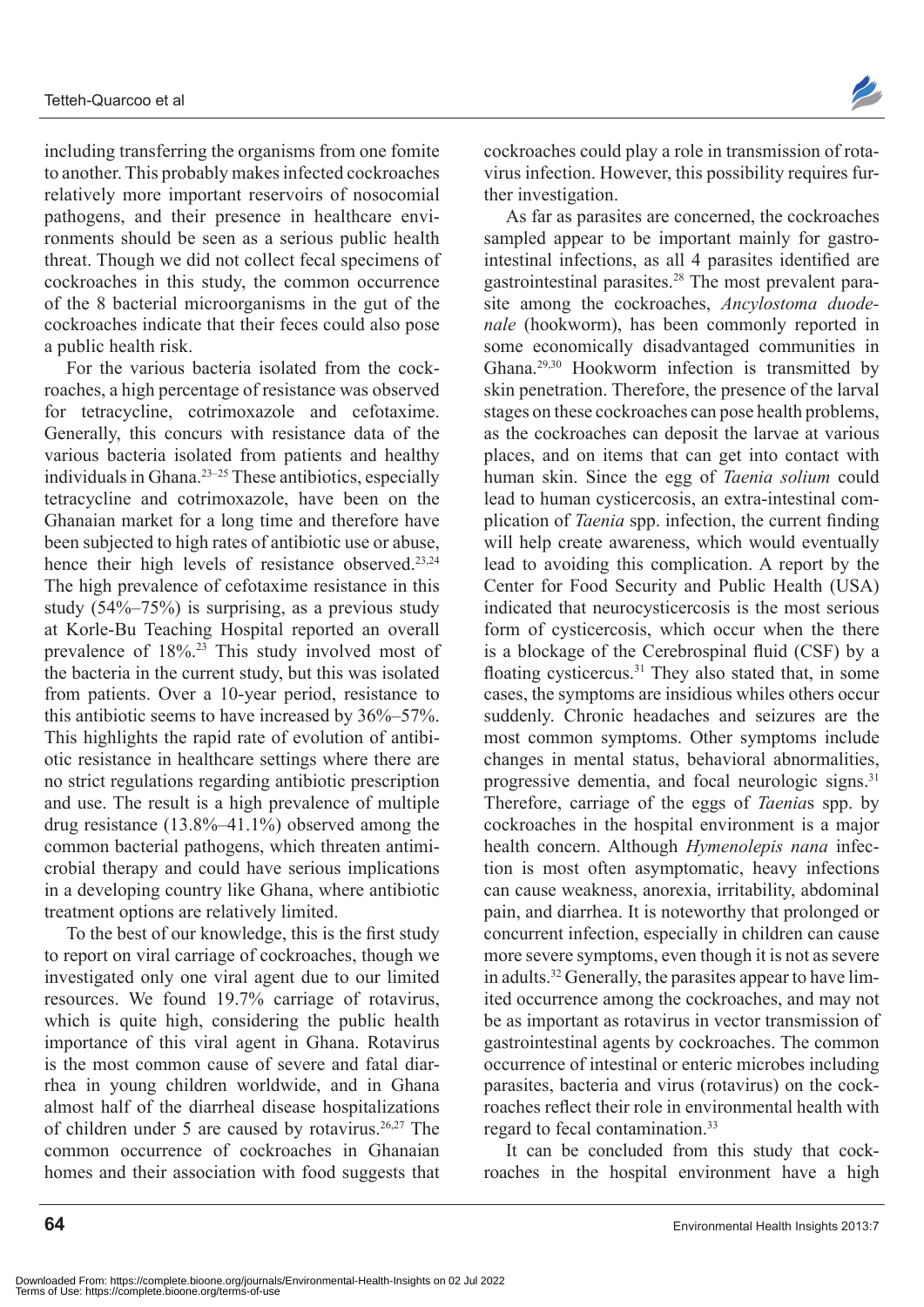including transferring the organisms from one fomite to another. This probably makes infected cockroaches relatively more important reservoirs of nosocomial pathogens, and their presence in healthcare environments should be seen as a serious public health threat. Though we did not collect fecal specimens of cockroaches in this study, the common occurrence of the 8 bacterial microorganisms in the gut of the cockroaches indicate that their feces could also pose a public health risk.

For the various bacteria isolated from the cockroaches, a high percentage of resistance was observed for tetracycline, cotrimoxazole and cefotaxime. Generally, this concurs with resistance data of the various bacteria isolated from patients and healthy individuals in Ghana.[23–25] These antibiotics, especially tetracycline and cotrimoxazole, have been on the Ghanaian market for a long time and therefore have been subjected to high rates of antibiotic use or abuse, hence their high levels of resistance observed.[23,24] The high prevalence of cefotaxime resistance in this study (54%–75%) is surprising, as a previous study at Korle-Bu Teaching Hospital reported an overall prevalence of 18%.[23] This study involved most of the bacteria in the current study, but this was isolated from patients. Over a 10-year period, resistance to this antibiotic seems to have increased by 36%–57%. This highlights the rapid rate of evolution of antibiotic resistance in healthcare settings where there are no strict regulations regarding antibiotic prescription and use. The result is a high prevalence of multiple drug resistance (13.8%–41.1%) observed among the common bacterial pathogens, which threaten antimicrobial therapy and could have serious implications in a developing country like Ghana, where antibiotic treatment options are relatively limited.

To the best of our knowledge, this is the first study to report on viral carriage of cockroaches, though we investigated only one viral agent due to our limited resources. We found 19.7% carriage of rotavirus, which is quite high, considering the public health importance of this viral agent in Ghana. Rotavirus is the most common cause of severe and fatal diarrhea in young children worldwide, and in Ghana almost half of the diarrheal disease hospitalizations of children under 5 are caused by rotavirus.[26,27] The common occurrence of cockroaches in Ghanaian homes and their association with food suggests that cockroaches could play a role in transmission of rotavirus infection. However, this possibility requires further investigation.

As far as parasites are concerned, the cockroaches sampled appear to be important mainly for gastrointestinal infections, as all 4 parasites identified are gastrointestinal parasites.[28] The most prevalent parasite among the cockroaches, *Ancylostoma duodenale* (hookworm), has been commonly reported in some economically disadvantaged communities in Ghana.[29,30] Hookworm infection is transmitted by skin penetration. Therefore, the presence of the larval stages on these cockroaches can pose health problems, as the cockroaches can deposit the larvae at various places, and on items that can get into contact with human skin. Since the egg of *Taenia solium* could lead to human cysticercosis, an extra-intestinal complication of *Taenia* spp. infection, the current finding will help create awareness, which would eventually lead to avoiding this complication. A report by the Center for Food Security and Public Health (USA) indicated that neurocysticercosis is the most serious form of cysticercosis, which occur when the there is a blockage of the Cerebrospinal fluid (CSF) by a floating cysticercus.[31] They also stated that, in some cases, the symptoms are insidious whiles others occur suddenly. Chronic headaches and seizures are the most common symptoms. Other symptoms include changes in mental status, behavioral abnormalities, progressive dementia, and focal neurologic signs.[31] Therefore, carriage of the eggs of *Taenia*s spp. by cockroaches in the hospital environment is a major health concern. Although *Hymenolepis nana* infection is most often asymptomatic, heavy infections can cause weakness, anorexia, irritability, abdominal pain, and diarrhea. It is noteworthy that prolonged or concurrent infection, especially in children can cause more severe symptoms, even though it is not as severe in adults.[32] Generally, the parasites appear to have limited occurrence among the cockroaches, and may not be as important as rotavirus in vector transmission of gastrointestinal agents by cockroaches. The common occurrence of intestinal or enteric microbes including parasites, bacteria and virus (rotavirus) on the cockroaches reflect their role in environmental health with regard to fecal contamination.[33]

It can be concluded from this study that cockroaches in the hospital environment have a high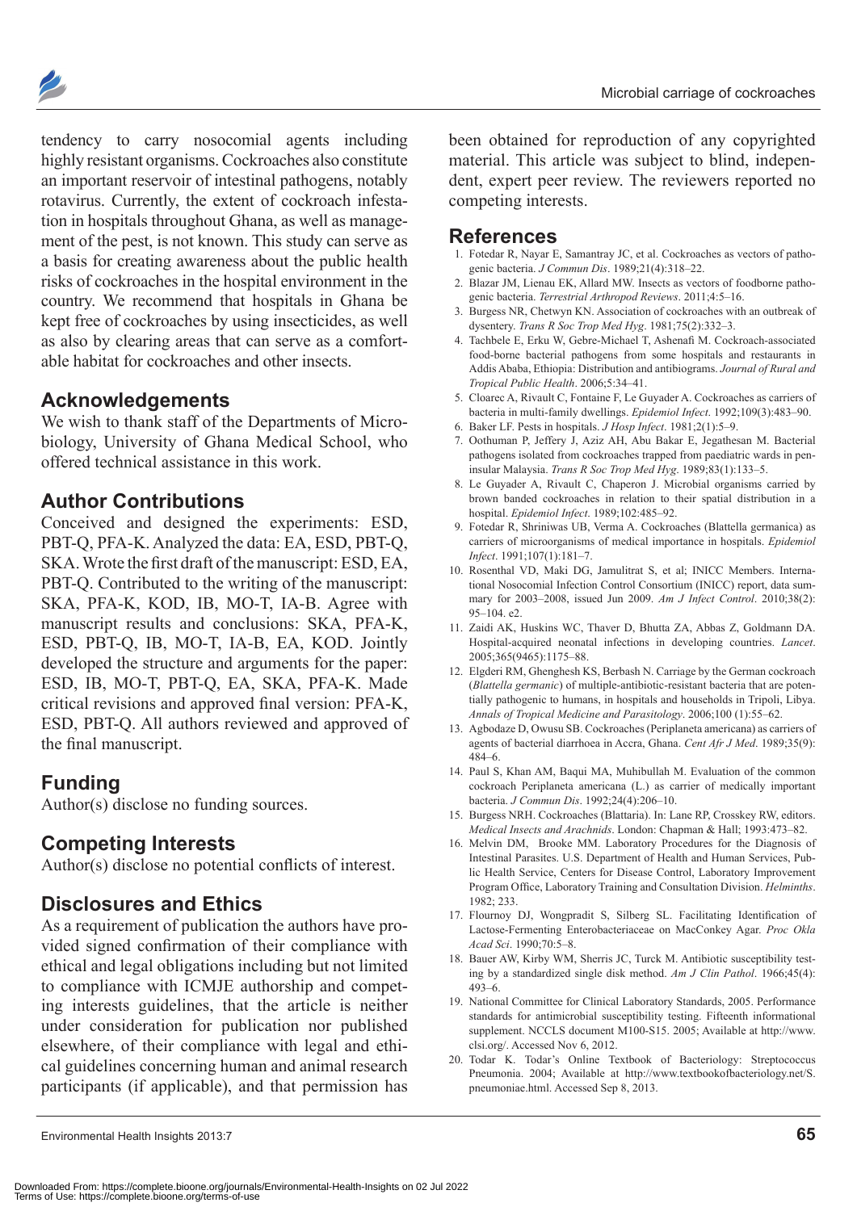tendency to carry nosocomial agents including highly resistant organisms. Cockroaches also constitute an important reservoir of intestinal pathogens, notably rotavirus. Currently, the extent of cockroach infestation in hospitals throughout Ghana, as well as management of the pest, is not known. This study can serve as a basis for creating awareness about the public health risks of cockroaches in the hospital environment in the country. We recommend that hospitals in Ghana be kept free of cockroaches by using insecticides, as well as also by clearing areas that can serve as a comfortable habitat for cockroaches and other insects.

## Acknowledgements

We wish to thank staff of the Departments of Microbiology, University of Ghana Medical School, who offered technical assistance in this work.

## Author Contributions

Conceived and designed the experiments: ESD, PBT-Q, PFA-K. Analyzed the data: EA, ESD, PBT-Q, SKA. Wrote the first draft of the manuscript: ESD, EA, PBT-Q. Contributed to the writing of the manuscript: SKA, PFA-K, KOD, IB, MO-T, IA-B. Agree with manuscript results and conclusions: SKA, PFA-K, ESD, PBT-Q, IB, MO-T, IA-B, EA, KOD. Jointly developed the structure and arguments for the paper: ESD, IB, MO-T, PBT-Q, EA, SKA, PFA-K. Made critical revisions and approved final version: PFA-K, ESD, PBT-Q. All authors reviewed and approved of the final manuscript.

## Funding

Author(s) disclose no funding sources.

## Competing Interests

Author(s) disclose no potential conflicts of interest.

## Disclosures and Ethics

As a requirement of publication the authors have provided signed confirmation of their compliance with ethical and legal obligations including but not limited to compliance with ICMJE authorship and competing interests guidelines, that the article is neither under consideration for publication nor published elsewhere, of their compliance with legal and ethical guidelines concerning human and animal research participants (if applicable), and that permission has been obtained for reproduction of any copyrighted material. This article was subject to blind, independent, expert peer review. The reviewers reported no competing interests.

## References

1. Fotedar R, Nayar E, Samantray JC, et al. Cockroaches as vectors of pathogenic bacteria. *J Commun Dis*. 1989;21(4):318–22.
2. Blazar JM, Lienau EK, Allard MW. Insects as vectors of foodborne pathogenic bacteria. *Terrestrial Arthropod Reviews*. 2011;4:5–16.
3. Burgess NR, Chetwyn KN. Association of cockroaches with an outbreak of dysentery. *Trans R Soc Trop Med Hyg*. 1981;75(2):332–3.
4. Tachbele E, Erku W, Gebre-Michael T, Ashenafi M. Cockroach-associated food-borne bacterial pathogens from some hospitals and restaurants in Addis Ababa, Ethiopia: Distribution and antibiograms. *Journal of Rural and Tropical Public Health*. 2006;5:34–41.
5. Cloarec A, Rivault C, Fontaine F, Le Guyader A. Cockroaches as carriers of bacteria in multi-family dwellings. *Epidemiol Infect*. 1992;109(3):483–90.
6. Baker LF. Pests in hospitals. *J Hosp Infect*. 1981;2(1):5–9.
7. Oothuman P, Jeffery J, Aziz AH, Abu Bakar E, Jegathesan M. Bacterial pathogens isolated from cockroaches trapped from paediatric wards in peninsular Malaysia. *Trans R Soc Trop Med Hyg*. 1989;83(1):133–5.
8. Le Guyader A, Rivault C, Chaperon J. Microbial organisms carried by brown banded cockroaches in relation to their spatial distribution in a hospital. *Epidemiol Infect*. 1989;102:485–92.
9. Fotedar R, Shriniwas UB, Verma A. Cockroaches (Blattella germanica) as carriers of microorganisms of medical importance in hospitals. *Epidemiol Infect*. 1991;107(1):181–7.
10. Rosenthal VD, Maki DG, Jamulitrat S, et al; INICC Members. International Nosocomial Infection Control Consortium (INICC) report, data summary for 2003–2008, issued Jun 2009. *Am J Infect Control*. 2010;38(2): 95–104. e2.
11. Zaidi AK, Huskins WC, Thaver D, Bhutta ZA, Abbas Z, Goldmann DA. Hospital-acquired neonatal infections in developing countries. *Lancet*. 2005;365(9465):1175–88.
12. Elgderi RM, Ghenghesh KS, Berbash N. Carriage by the German cockroach (*Blattella germanica*) of multiple-antibiotic-resistant bacteria that are potentially pathogenic to humans, in hospitals and households in Tripoli, Libya. *Annals of Tropical Medicine and Parasitology*. 2006;100 (1):55–62.
13. Agbodaze D, Owusu SB. Cockroaches (Periplaneta americana) as carriers of agents of bacterial diarrhoea in Accra, Ghana. *Cent Afr J Med*. 1989;35(9): 484–6.
14. Paul S, Khan AM, Baqui MA, Muhibullah M. Evaluation of the common cockroach Periplaneta americana (L.) as carrier of medically important bacteria. *J Commun Dis*. 1992;24(4):206–10.
15. Burgess NRH. Cockroaches (Blattaria). In: Lane RP, Crosskey RW, editors. *Medical Insects and Arachnids*. London: Chapman & Hall; 1993:473–82.
16. Melvin DM, Brooke MM. Laboratory Procedures for the Diagnosis of Intestinal Parasites. U.S. Department of Health and Human Services, Public Health Service, Centers for Disease Control, Laboratory Improvement Program Office, Laboratory Training and Consultation Division. *Helminths*. 1982; 233.
17. Flournoy DJ, Wongpradit S, Silberg SL. Facilitating Identification of Lactose-Fermenting Enterobacteriaceae on MacConkey Agar. *Proc Okla Acad Sci*. 1990;70:5–8.
18. Bauer AW, Kirby WM, Sherris JC, Turck M. Antibiotic susceptibility testing by a standardized single disk method. *Am J Clin Pathol*. 1966;45(4): 493–6.
19. National Committee for Clinical Laboratory Standards, 2005. Performance standards for antimicrobial susceptibility testing. Fifteenth informational supplement. NCCLS document M100-S15. 2005; Available at http://www.clsi.org/. Accessed Nov 6, 2012.
20. Todar K. Todar's Online Textbook of Bacteriology: Streptococcus Pneumonia. 2004; Available at http://www.textbookofbacteriology.net/S.pneumoniae.html. Accessed Sep 8, 2013.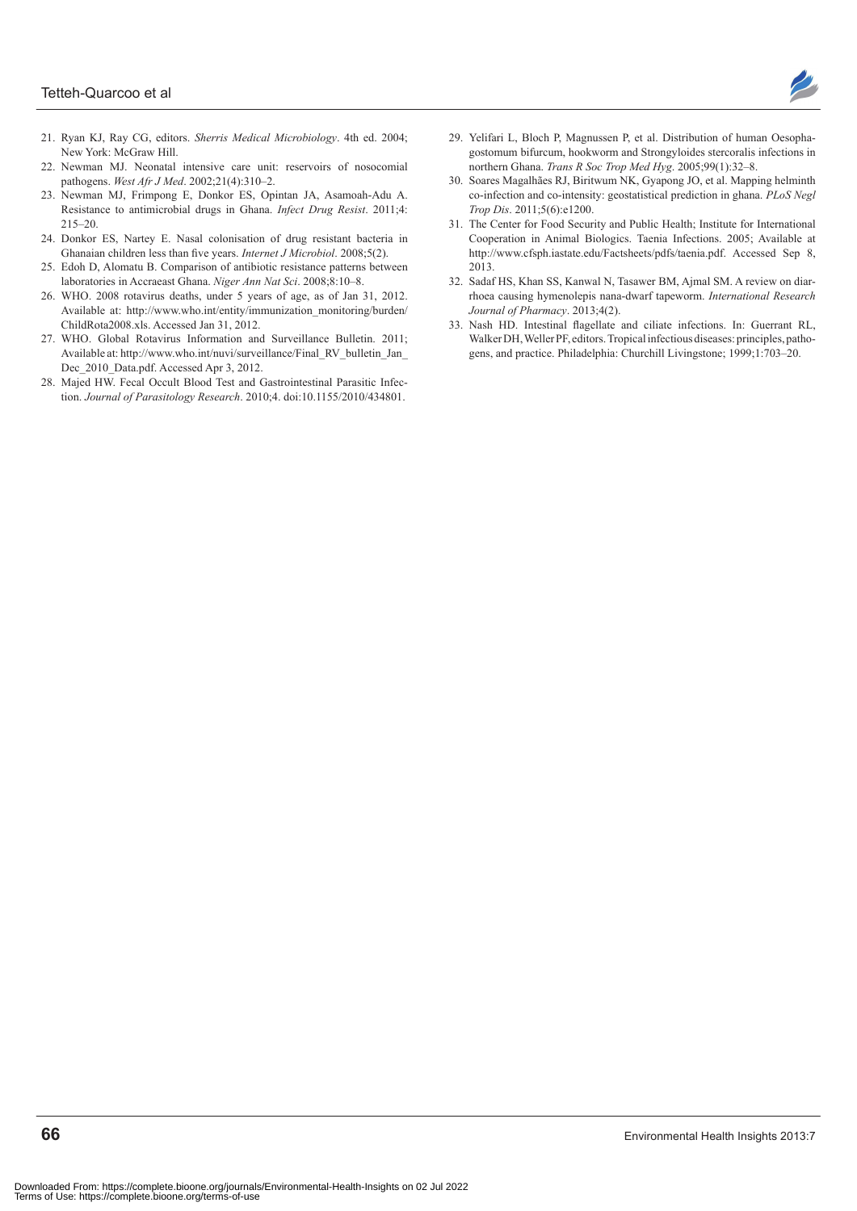21. Ryan KJ, Ray CG, editors. *Sherris Medical Microbiology*. 4th ed. 2004; New York: McGraw Hill.
22. Newman MJ. Neonatal intensive care unit: reservoirs of nosocomial pathogens. *West Afr J Med*. 2002;21(4):310–2.
23. Newman MJ, Frimpong E, Donkor ES, Opintan JA, Asamoah-Adu A. Resistance to antimicrobial drugs in Ghana. *Infect Drug Resist*. 2011;4: 215–20.
24. Donkor ES, Nartey E. Nasal colonisation of drug resistant bacteria in Ghanaian children less than five years. *Internet J Microbiol*. 2008;5(2).
25. Edoh D, Alomatu B. Comparison of antibiotic resistance patterns between laboratories in Accraeast Ghana. *Niger Ann Nat Sci*. 2008;8:10–8.
26. WHO. 2008 rotavirus deaths, under 5 years of age, as of Jan 31, 2012. Available at: http://www.who.int/entity/immunization_monitoring/burden/ChildRota2008.xls. Accessed Jan 31, 2012.
27. WHO. Global Rotavirus Information and Surveillance Bulletin. 2011; Available at: http://www.who.int/nuvi/surveillance/Final_RV_bulletin_Jan_Dec_2010_Data.pdf. Accessed Apr 3, 2012.
28. Majed HW. Fecal Occult Blood Test and Gastrointestinal Parasitic Infection. *Journal of Parasitology Research*. 2010;4. doi:10.1155/2010/434801.
29. Yelifari L, Bloch P, Magnussen P, et al. Distribution of human Oesophagostomum bifurcum, hookworm and Strongyloides stercoralis infections in northern Ghana. *Trans R Soc Trop Med Hyg*. 2005;99(1):32–8.
30. Soares Magalhães RJ, Biritwum NK, Gyapong JO, et al. Mapping helminth co-infection and co-intensity: geostatistical prediction in ghana. *PLoS Negl Trop Dis*. 2011;5(6):e1200.
31. The Center for Food Security and Public Health; Institute for International Cooperation in Animal Biologics. Taenia Infections. 2005; Available at http://www.cfsph.iastate.edu/Factsheets/pdfs/taenia.pdf. Accessed Sep 8, 2013.
32. Sadaf HS, Khan SS, Kanwal N, Tasawer BM, Ajmal SM. A review on diarrhoea causing hymenolepis nana-dwarf tapeworm. *International Research Journal of Pharmacy*. 2013;4(2).
33. Nash HD. Intestinal flagellate and ciliate infections. In: Guerrant RL, Walker DH, Weller PF, editors. Tropical infectious diseases: principles, pathogens, and practice. Philadelphia: Churchill Livingstone; 1999;1:703–20.